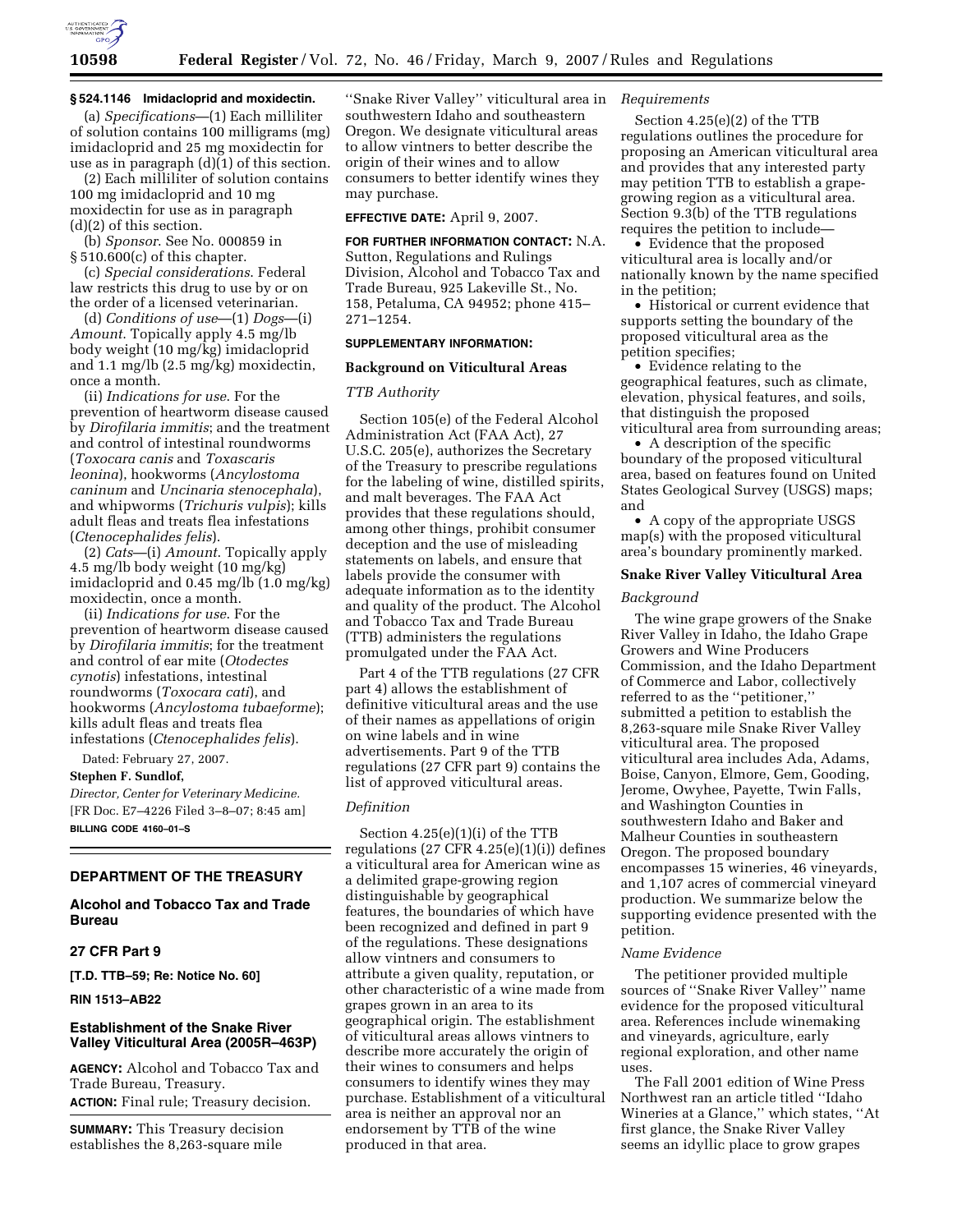### § 524.1146 Imidacloprid and moxidectin.

(a) *Specifications*—(1) Each milliliter of solution contains 100 milligrams (mg) imidacloprid and 25 mg moxidectin for use as in paragraph (d)(1) of this section.

(2) Each milliliter of solution contains 100 mg imidacloprid and 10 mg moxidectin for use as in paragraph (d)(2) of this section.

(b) *Sponsor*. See No. 000859 in § 510.600(c) of this chapter.

(c) *Special considerations*. Federal law restricts this drug to use by or on the order of a licensed veterinarian.

(d) *Conditions of use*—(1) *Dogs*—(i) *Amount*. Topically apply 4.5 mg/lb body weight (10 mg/kg) imidacloprid and 1.1 mg/lb (2.5 mg/kg) moxidectin, once a month.

(ii) *Indications for use*. For the prevention of heartworm disease caused by *Dirofilaria immitis*; and the treatment and control of intestinal roundworms (*Toxocara canis* and *Toxascaris leonina*), hookworms (*Ancylostoma caninum* and *Uncinaria stenocephala*), and whipworms (*Trichuris vulpis*); kills adult fleas and treats flea infestations (*Ctenocephalides felis*).

(2) *Cats*—(i) *Amount*. Topically apply 4.5 mg/lb body weight (10 mg/kg) imidacloprid and 0.45 mg/lb (1.0 mg/kg) moxidectin, once a month.

(ii) *Indications for use*. For the prevention of heartworm disease caused by *Dirofilaria immitis*; for the treatment and control of ear mite (*Otodectes cynotis*) infestations, intestinal roundworms (*Toxocara cati*), and hookworms (*Ancylostoma tubaeforme*); kills adult fleas and treats flea infestations (*Ctenocephalides felis*).

Dated: February 27, 2007.

**Stephen F. Sundlof,**

*Director, Center for Veterinary Medicine.*

[FR Doc. E7–4226 Filed 3–8–07; 8:45 am]

**BILLING CODE 4160–01–S**

## DEPARTMENT OF THE TREASURY

### Alcohol and Tobacco Tax and Trade Bureau

### 27 CFR Part 9

**[T.D. TTB–59; Re: Notice No. 60]**

**RIN 1513–AB22**

### Establishment of the Snake River Valley Viticultural Area (2005R–463P)

**AGENCY:** Alcohol and Tobacco Tax and Trade Bureau, Treasury.

**ACTION:** Final rule; Treasury decision.

**SUMMARY:** This Treasury decision establishes the 8,263-square mile ''Snake River Valley'' viticultural area in southwestern Idaho and southeastern Oregon. We designate viticultural areas to allow vintners to better describe the origin of their wines and to allow consumers to better identify wines they may purchase.

**EFFECTIVE DATE:** April 9, 2007.

**FOR FURTHER INFORMATION CONTACT:** N.A. Sutton, Regulations and Rulings Division, Alcohol and Tobacco Tax and Trade Bureau, 925 Lakeville St., No. 158, Petaluma, CA 94952; phone 415–271–1254.

**SUPPLEMENTARY INFORMATION:**

**Background on Viticultural Areas**

*TTB Authority*

Section 105(e) of the Federal Alcohol Administration Act (FAA Act), 27 U.S.C. 205(e), authorizes the Secretary of the Treasury to prescribe regulations for the labeling of wine, distilled spirits, and malt beverages. The FAA Act provides that these regulations should, among other things, prohibit consumer deception and the use of misleading statements on labels, and ensure that labels provide the consumer with adequate information as to the identity and quality of the product. The Alcohol and Tobacco Tax and Trade Bureau (TTB) administers the regulations promulgated under the FAA Act.

Part 4 of the TTB regulations (27 CFR part 4) allows the establishment of definitive viticultural areas and the use of their names as appellations of origin on wine labels and in wine advertisements. Part 9 of the TTB regulations (27 CFR part 9) contains the list of approved viticultural areas.

*Definition*

Section 4.25(e)(1)(i) of the TTB regulations (27 CFR 4.25(e)(1)(i)) defines a viticultural area for American wine as a delimited grape-growing region distinguishable by geographical features, the boundaries of which have been recognized and defined in part 9 of the regulations. These designations allow vintners and consumers to attribute a given quality, reputation, or other characteristic of a wine made from grapes grown in an area to its geographical origin. The establishment of viticultural areas allows vintners to describe more accurately the origin of their wines to consumers and helps consumers to identify wines they may purchase. Establishment of a viticultural area is neither an approval nor an endorsement by TTB of the wine produced in that area.

*Requirements*

Section 4.25(e)(2) of the TTB regulations outlines the procedure for proposing an American viticultural area and provides that any interested party may petition TTB to establish a grape-growing region as a viticultural area. Section 9.3(b) of the TTB regulations requires the petition to include—

- Evidence that the proposed viticultural area is locally and/or nationally known by the name specified in the petition;
- Historical or current evidence that supports setting the boundary of the proposed viticultural area as the petition specifies;
- Evidence relating to the geographical features, such as climate, elevation, physical features, and soils, that distinguish the proposed viticultural area from surrounding areas;
- A description of the specific boundary of the proposed viticultural area, based on features found on United States Geological Survey (USGS) maps; and
- A copy of the appropriate USGS map(s) with the proposed viticultural area's boundary prominently marked.

**Snake River Valley Viticultural Area**

*Background*

The wine grape growers of the Snake River Valley in Idaho, the Idaho Grape Growers and Wine Producers Commission, and the Idaho Department of Commerce and Labor, collectively referred to as the ''petitioner,'' submitted a petition to establish the 8,263-square mile Snake River Valley viticultural area. The proposed viticultural area includes Ada, Adams, Boise, Canyon, Elmore, Gem, Gooding, Jerome, Owyhee, Payette, Twin Falls, and Washington Counties in southwestern Idaho and Baker and Malheur Counties in southeastern Oregon. The proposed boundary encompasses 15 wineries, 46 vineyards, and 1,107 acres of commercial vineyard production. We summarize below the supporting evidence presented with the petition.

*Name Evidence*

The petitioner provided multiple sources of ''Snake River Valley'' name evidence for the proposed viticultural area. References include winemaking and vineyards, agriculture, early regional exploration, and other name uses.

The Fall 2001 edition of Wine Press Northwest ran an article titled ''Idaho Wineries at a Glance,'' which states, ''At first glance, the Snake River Valley seems an idyllic place to grow grapes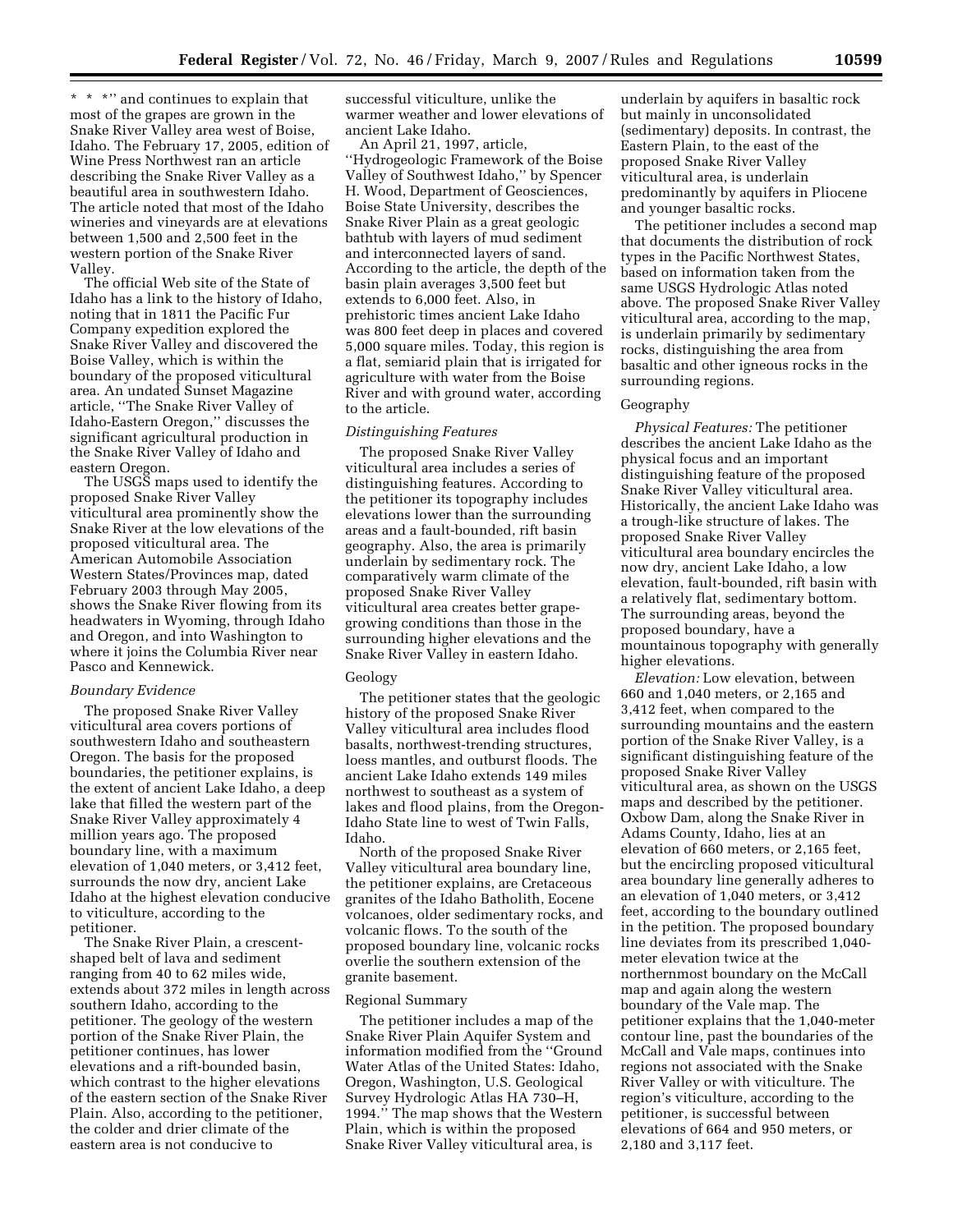* * *'' and continues to explain that most of the grapes are grown in the Snake River Valley area west of Boise, Idaho. The February 17, 2005, edition of Wine Press Northwest ran an article describing the Snake River Valley as a beautiful area in southwestern Idaho. The article noted that most of the Idaho wineries and vineyards are at elevations between 1,500 and 2,500 feet in the western portion of the Snake River Valley.

The official Web site of the State of Idaho has a link to the history of Idaho, noting that in 1811 the Pacific Fur Company expedition explored the Snake River Valley and discovered the Boise Valley, which is within the boundary of the proposed viticultural area. An undated Sunset Magazine article, ''The Snake River Valley of Idaho-Eastern Oregon,'' discusses the significant agricultural production in the Snake River Valley of Idaho and eastern Oregon.

The USGS maps used to identify the proposed Snake River Valley viticultural area prominently show the Snake River at the low elevations of the proposed viticultural area. The American Automobile Association Western States/Provinces map, dated February 2003 through May 2005, shows the Snake River flowing from its headwaters in Wyoming, through Idaho and Oregon, and into Washington to where it joins the Columbia River near Pasco and Kennewick.

*Boundary Evidence*

The proposed Snake River Valley viticultural area covers portions of southwestern Idaho and southeastern Oregon. The basis for the proposed boundaries, the petitioner explains, is the extent of ancient Lake Idaho, a deep lake that filled the western part of the Snake River Valley approximately 4 million years ago. The proposed boundary line, with a maximum elevation of 1,040 meters, or 3,412 feet, surrounds the now dry, ancient Lake Idaho at the highest elevation conducive to viticulture, according to the petitioner.

The Snake River Plain, a crescent-shaped belt of lava and sediment ranging from 40 to 62 miles wide, extends about 372 miles in length across southern Idaho, according to the petitioner. The geology of the western portion of the Snake River Plain, the petitioner continues, has lower elevations and a rift-bounded basin, which contrast to the higher elevations of the eastern section of the Snake River Plain. Also, according to the petitioner, the colder and drier climate of the eastern area is not conducive to successful viticulture, unlike the warmer weather and lower elevations of ancient Lake Idaho.

An April 21, 1997, article, ''Hydrogeologic Framework of the Boise Valley of Southwest Idaho,'' by Spencer H. Wood, Department of Geosciences, Boise State University, describes the Snake River Plain as a great geologic bathtub with layers of mud sediment and interconnected layers of sand. According to the article, the depth of the basin plain averages 3,500 feet but extends to 6,000 feet. Also, in prehistoric times ancient Lake Idaho was 800 feet deep in places and covered 5,000 square miles. Today, this region is a flat, semiarid plain that is irrigated for agriculture with water from the Boise River and with ground water, according to the article.

*Distinguishing Features*

The proposed Snake River Valley viticultural area includes a series of distinguishing features. According to the petitioner its topography includes elevations lower than the surrounding areas and a fault-bounded, rift basin geography. Also, the area is primarily underlain by sedimentary rock. The comparatively warm climate of the proposed Snake River Valley viticultural area creates better grape-growing conditions than those in the surrounding higher elevations and the Snake River Valley in eastern Idaho.

Geology

The petitioner states that the geologic history of the proposed Snake River Valley viticultural area includes flood basalts, northwest-trending structures, loess mantles, and outburst floods. The ancient Lake Idaho extends 149 miles northwest to southeast as a system of lakes and flood plains, from the Oregon-Idaho State line to west of Twin Falls, Idaho.

North of the proposed Snake River Valley viticultural area boundary line, the petitioner explains, are Cretaceous granites of the Idaho Batholith, Eocene volcanoes, older sedimentary rocks, and volcanic flows. To the south of the proposed boundary line, volcanic rocks overlie the southern extension of the granite basement.

Regional Summary

The petitioner includes a map of the Snake River Plain Aquifer System and information modified from the ''Ground Water Atlas of the United States: Idaho, Oregon, Washington, U.S. Geological Survey Hydrologic Atlas HA 730–H, 1994.'' The map shows that the Western Plain, which is within the proposed Snake River Valley viticultural area, is underlain by aquifers in basaltic rock but mainly in unconsolidated (sedimentary) deposits. In contrast, the Eastern Plain, to the east of the proposed Snake River Valley viticultural area, is underlain predominantly by aquifers in Pliocene and younger basaltic rocks.

The petitioner includes a second map that documents the distribution of rock types in the Pacific Northwest States, based on information taken from the same USGS Hydrologic Atlas noted above. The proposed Snake River Valley viticultural area, according to the map, is underlain primarily by sedimentary rocks, distinguishing the area from basaltic and other igneous rocks in the surrounding regions.

Geography

*Physical Features:* The petitioner describes the ancient Lake Idaho as the physical focus and an important distinguishing feature of the proposed Snake River Valley viticultural area. Historically, the ancient Lake Idaho was a trough-like structure of lakes. The proposed Snake River Valley viticultural area boundary encircles the now dry, ancient Lake Idaho, a low elevation, fault-bounded, rift basin with a relatively flat, sedimentary bottom. The surrounding areas, beyond the proposed boundary, have a mountainous topography with generally higher elevations.

*Elevation:* Low elevation, between 660 and 1,040 meters, or 2,165 and 3,412 feet, when compared to the surrounding mountains and the eastern portion of the Snake River Valley, is a significant distinguishing feature of the proposed Snake River Valley viticultural area, as shown on the USGS maps and described by the petitioner. Oxbow Dam, along the Snake River in Adams County, Idaho, lies at an elevation of 660 meters, or 2,165 feet, but the encircling proposed viticultural area boundary line generally adheres to an elevation of 1,040 meters, or 3,412 feet, according to the boundary outlined in the petition. The proposed boundary line deviates from its prescribed 1,040-meter elevation twice at the northernmost boundary on the McCall map and again along the western boundary of the Vale map. The petitioner explains that the 1,040-meter contour line, past the boundaries of the McCall and Vale maps, continues into regions not associated with the Snake River Valley or with viticulture. The region's viticulture, according to the petitioner, is successful between elevations of 664 and 950 meters, or 2,180 and 3,117 feet.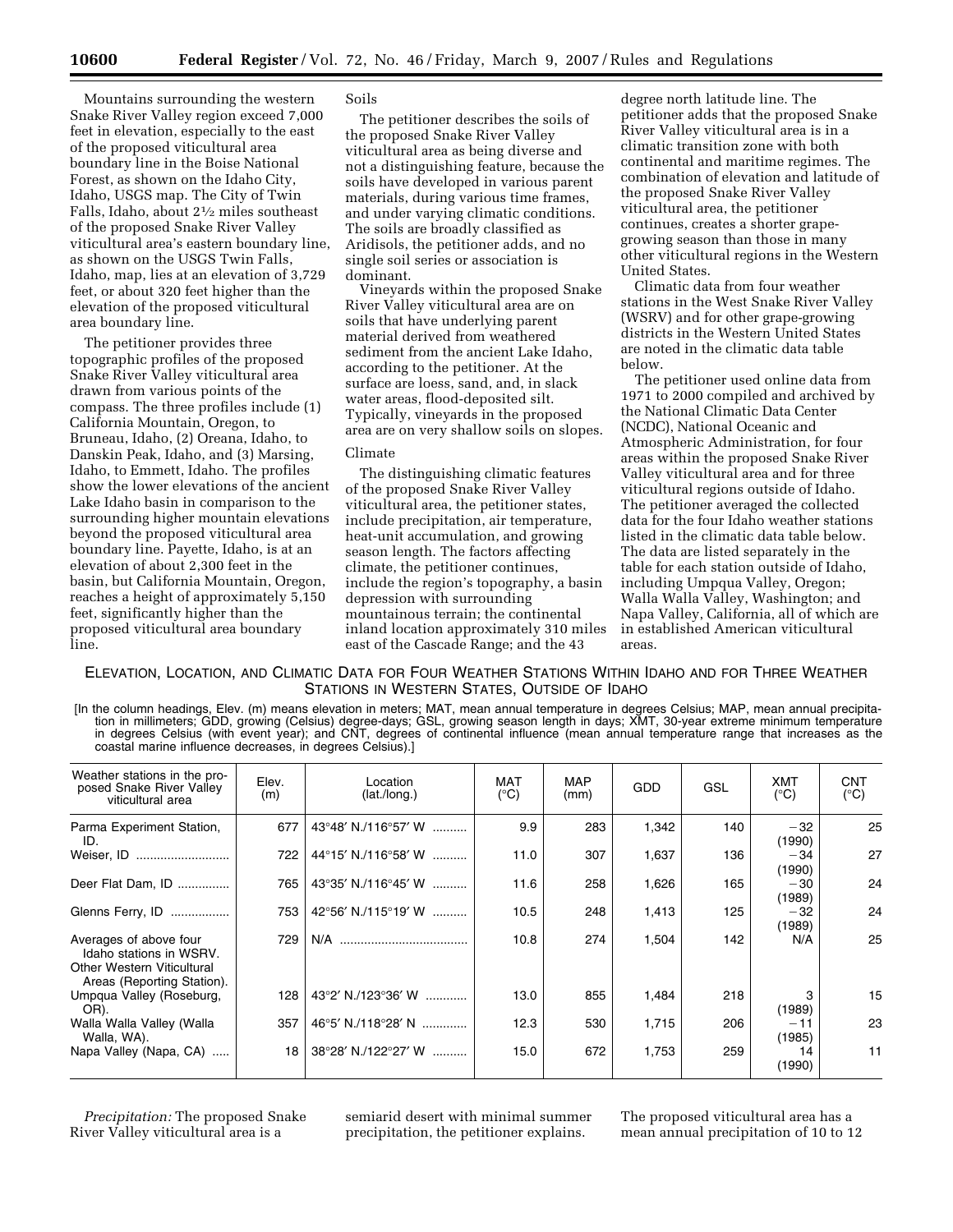Mountains surrounding the western Snake River Valley region exceed 7,000 feet in elevation, especially to the east of the proposed viticultural area boundary line in the Boise National Forest, as shown on the Idaho City, Idaho, USGS map. The City of Twin Falls, Idaho, about 2½ miles southeast of the proposed Snake River Valley viticultural area's eastern boundary line, as shown on the USGS Twin Falls, Idaho, map, lies at an elevation of 3,729 feet, or about 320 feet higher than the elevation of the proposed viticultural area boundary line.

The petitioner provides three topographic profiles of the proposed Snake River Valley viticultural area drawn from various points of the compass. The three profiles include (1) California Mountain, Oregon, to Bruneau, Idaho, (2) Oreana, Idaho, to Danskin Peak, Idaho, and (3) Marsing, Idaho, to Emmett, Idaho. The profiles show the lower elevations of the ancient Lake Idaho basin in comparison to the surrounding higher mountain elevations beyond the proposed viticultural area boundary line. Payette, Idaho, is at an elevation of about 2,300 feet in the basin, but California Mountain, Oregon, reaches a height of approximately 5,150 feet, significantly higher than the proposed viticultural area boundary line.

Soils

The petitioner describes the soils of the proposed Snake River Valley viticultural area as being diverse and not a distinguishing feature, because the soils have developed in various parent materials, during various time frames, and under varying climatic conditions. The soils are broadly classified as Aridisols, the petitioner adds, and no single soil series or association is dominant.

Vineyards within the proposed Snake River Valley viticultural area are on soils that have underlying parent material derived from weathered sediment from the ancient Lake Idaho, according to the petitioner. At the surface are loess, sand, and, in slack water areas, flood-deposited silt. Typically, vineyards in the proposed area are on very shallow soils on slopes.

Climate

The distinguishing climatic features of the proposed Snake River Valley viticultural area, the petitioner states, include precipitation, air temperature, heat-unit accumulation, and growing season length. The factors affecting climate, the petitioner continues, include the region's topography, a basin depression with surrounding mountainous terrain; the continental inland location approximately 310 miles east of the Cascade Range; and the 43 degree north latitude line. The petitioner adds that the proposed Snake River Valley viticultural area is in a climatic transition zone with both continental and maritime regimes. The combination of elevation and latitude of the proposed Snake River Valley viticultural area, the petitioner continues, creates a shorter grape-growing season than those in many other viticultural regions in the Western United States.

Climatic data from four weather stations in the West Snake River Valley (WSRV) and for other grape-growing districts in the Western United States are noted in the climatic data table below.

The petitioner used online data from 1971 to 2000 compiled and archived by the National Climatic Data Center (NCDC), National Oceanic and Atmospheric Administration, for four areas within the proposed Snake River Valley viticultural area and for three viticultural regions outside of Idaho. The petitioner averaged the collected data for the four Idaho weather stations listed in the climatic data table below. The data are listed separately in the table for each station outside of Idaho, including Umpqua Valley, Oregon; Walla Walla Valley, Washington; and Napa Valley, California, all of which are in established American viticultural areas.

ELEVATION, LOCATION, AND CLIMATIC DATA FOR FOUR WEATHER STATIONS WITHIN IDAHO AND FOR THREE WEATHER STATIONS IN WESTERN STATES, OUTSIDE OF IDAHO

[In the column headings, Elev. (m) means elevation in meters; MAT, mean annual temperature in degrees Celsius; MAP, mean annual precipitation in millimeters; GDD, growing (Celsius) degree-days; GSL, growing season length in days; XMT, 30-year extreme minimum temperature in degrees Celsius (with event year); and CNT, degrees of continental influence (mean annual temperature range that increases as the coastal marine influence decreases, in degrees Celsius).]

| Weather stations in the proposed Snake River Valley viticultural area | Elev. (m) | Location (lat./long.) | MAT (°C) | MAP (mm) | GDD | GSL | XMT (°C) | CNT (°C) |
|---|---|---|---|---|---|---|---|---|
| Parma Experiment Station, ID. | 677 | 43°48′ N./116°57′ W | 9.9 | 283 | 1,342 | 140 | −32 (1990) | 25 |
| Weiser, ID | 722 | 44°15′ N./116°58′ W | 11.0 | 307 | 1,637 | 136 | −34 (1990) | 27 |
| Deer Flat Dam, ID | 765 | 43°35′ N./116°45′ W | 11.6 | 258 | 1,626 | 165 | −30 (1989) | 24 |
| Glenns Ferry, ID | 753 | 42°56′ N./115°19′ W | 10.5 | 248 | 1,413 | 125 | −32 (1989) | 24 |
| Averages of above four Idaho stations in WSRV. | 729 | N/A | 10.8 | 274 | 1,504 | 142 | N/A | 25 |
| Other Western Viticultural Areas (Reporting Station). | | | | | | | | |
| Umpqua Valley (Roseburg, OR). | 128 | 43°2′ N./123°36′ W | 13.0 | 855 | 1,484 | 218 | 3 (1989) | 15 |
| Walla Walla Valley (Walla Walla, WA). | 357 | 46°5′ N./118°28′ N | 12.3 | 530 | 1,715 | 206 | −11 (1985) | 23 |
| Napa Valley (Napa, CA) | 18 | 38°28′ N./122°27′ W | 15.0 | 672 | 1,753 | 259 | 14 (1990) | 11 |

*Precipitation:* The proposed Snake River Valley viticultural area is a semiarid desert with minimal summer precipitation, the petitioner explains. The proposed viticultural area has a mean annual precipitation of 10 to 12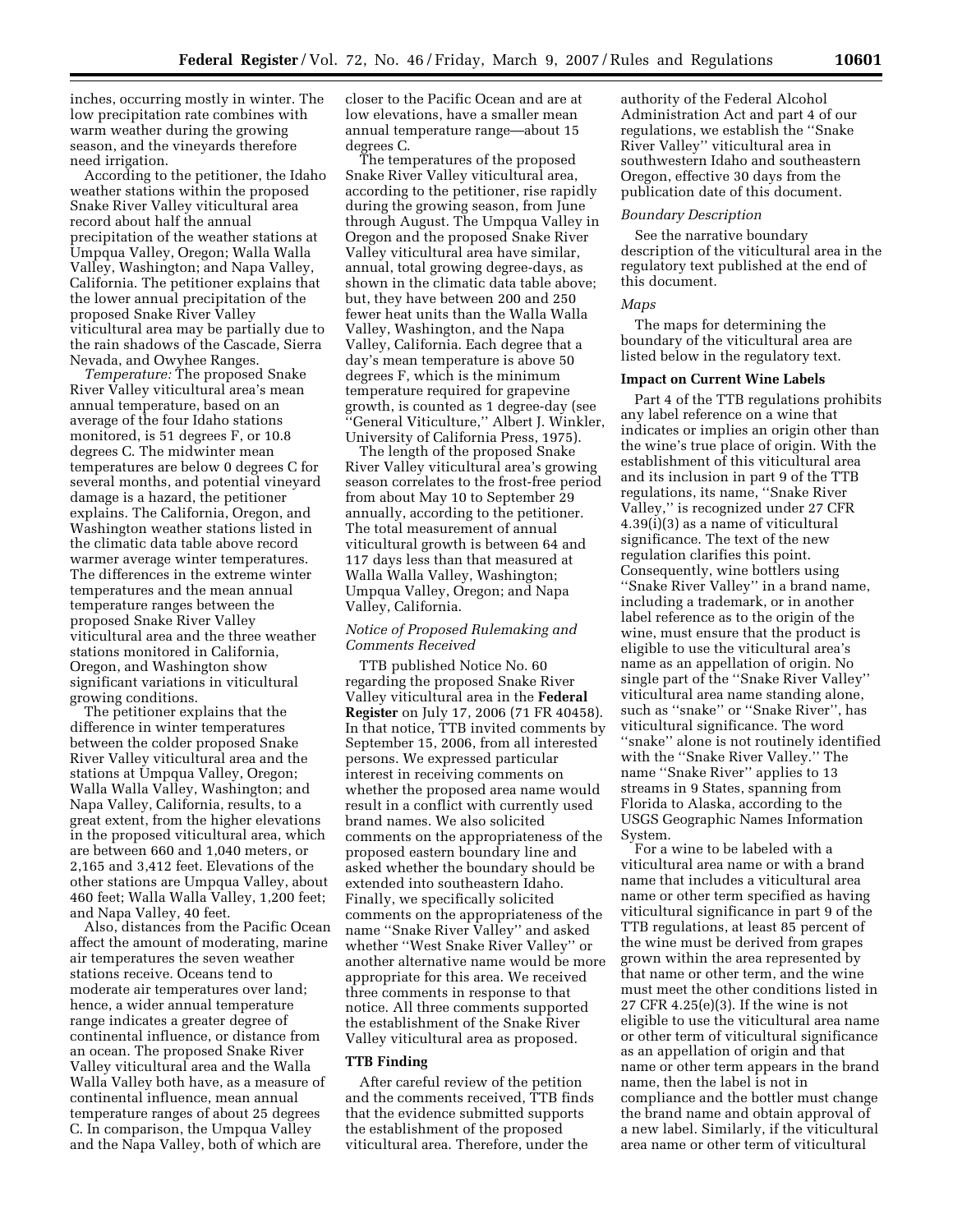inches, occurring mostly in winter. The low precipitation rate combines with warm weather during the growing season, and the vineyards therefore need irrigation.

According to the petitioner, the Idaho weather stations within the proposed Snake River Valley viticultural area record about half the annual precipitation of the weather stations at Umpqua Valley, Oregon; Walla Walla Valley, Washington; and Napa Valley, California. The petitioner explains that the lower annual precipitation of the proposed Snake River Valley viticultural area may be partially due to the rain shadows of the Cascade, Sierra Nevada, and Owyhee Ranges.

*Temperature:* The proposed Snake River Valley viticultural area's mean annual temperature, based on an average of the four Idaho stations monitored, is 51 degrees F, or 10.8 degrees C. The midwinter mean temperatures are below 0 degrees C for several months, and potential vineyard damage is a hazard, the petitioner explains. The California, Oregon, and Washington weather stations listed in the climatic data table above record warmer average winter temperatures. The differences in the extreme winter temperatures and the mean annual temperature ranges between the proposed Snake River Valley viticultural area and the three weather stations monitored in California, Oregon, and Washington show significant variations in viticultural growing conditions.

The petitioner explains that the difference in winter temperatures between the colder proposed Snake River Valley viticultural area and the stations at Umpqua Valley, Oregon; Walla Walla Valley, Washington; and Napa Valley, California, results, to a great extent, from the higher elevations in the proposed viticultural area, which are between 660 and 1,040 meters, or 2,165 and 3,412 feet. Elevations of the other stations are Umpqua Valley, about 460 feet; Walla Walla Valley, 1,200 feet; and Napa Valley, 40 feet.

Also, distances from the Pacific Ocean affect the amount of moderating, marine air temperatures the seven weather stations receive. Oceans tend to moderate air temperatures over land; hence, a wider annual temperature range indicates a greater degree of continental influence, or distance from an ocean. The proposed Snake River Valley viticultural area and the Walla Walla Valley both have, as a measure of continental influence, mean annual temperature ranges of about 25 degrees C. In comparison, the Umpqua Valley and the Napa Valley, both of which are closer to the Pacific Ocean and are at low elevations, have a smaller mean annual temperature range—about 15 degrees C.

The temperatures of the proposed Snake River Valley viticultural area, according to the petitioner, rise rapidly during the growing season, from June through August. The Umpqua Valley in Oregon and the proposed Snake River Valley viticultural area have similar, annual, total growing degree-days, as shown in the climatic data table above; but, they have between 200 and 250 fewer heat units than the Walla Walla Valley, Washington, and the Napa Valley, California. Each degree that a day's mean temperature is above 50 degrees F, which is the minimum temperature required for grapevine growth, is counted as 1 degree-day (see ''General Viticulture,'' Albert J. Winkler, University of California Press, 1975).

The length of the proposed Snake River Valley viticultural area's growing season correlates to the frost-free period from about May 10 to September 29 annually, according to the petitioner. The total measurement of annual viticultural growth is between 64 and 117 days less than that measured at Walla Walla Valley, Washington; Umpqua Valley, Oregon; and Napa Valley, California.

### *Notice of Proposed Rulemaking and Comments Received*

TTB published Notice No. 60 regarding the proposed Snake River Valley viticultural area in the **Federal Register** on July 17, 2006 (71 FR 40458). In that notice, TTB invited comments by September 15, 2006, from all interested persons. We expressed particular interest in receiving comments on whether the proposed area name would result in a conflict with currently used brand names. We also solicited comments on the appropriateness of the proposed eastern boundary line and asked whether the boundary should be extended into southeastern Idaho. Finally, we specifically solicited comments on the appropriateness of the name ''Snake River Valley'' and asked whether ''West Snake River Valley'' or another alternative name would be more appropriate for this area. We received three comments in response to that notice. All three comments supported the establishment of the Snake River Valley viticultural area as proposed.

## TTB Finding

After careful review of the petition and the comments received, TTB finds that the evidence submitted supports the establishment of the proposed viticultural area. Therefore, under the authority of the Federal Alcohol Administration Act and part 4 of our regulations, we establish the ''Snake River Valley'' viticultural area in southwestern Idaho and southeastern Oregon, effective 30 days from the publication date of this document.

### *Boundary Description*

See the narrative boundary description of the viticultural area in the regulatory text published at the end of this document.

### *Maps*

The maps for determining the boundary of the viticultural area are listed below in the regulatory text.

## Impact on Current Wine Labels

Part 4 of the TTB regulations prohibits any label reference on a wine that indicates or implies an origin other than the wine's true place of origin. With the establishment of this viticultural area and its inclusion in part 9 of the TTB regulations, its name, ''Snake River Valley,'' is recognized under 27 CFR 4.39(i)(3) as a name of viticultural significance. The text of the new regulation clarifies this point. Consequently, wine bottlers using ''Snake River Valley'' in a brand name, including a trademark, or in another label reference as to the origin of the wine, must ensure that the product is eligible to use the viticultural area's name as an appellation of origin. No single part of the ''Snake River Valley'' viticultural area name standing alone, such as ''snake'' or ''Snake River'', has viticultural significance. The word ''snake'' alone is not routinely identified with the ''Snake River Valley.'' The name ''Snake River'' applies to 13 streams in 9 States, spanning from Florida to Alaska, according to the USGS Geographic Names Information System.

For a wine to be labeled with a viticultural area name or with a brand name that includes a viticultural area name or other term specified as having viticultural significance in part 9 of the TTB regulations, at least 85 percent of the wine must be derived from grapes grown within the area represented by that name or other term, and the wine must meet the other conditions listed in 27 CFR 4.25(e)(3). If the wine is not eligible to use the viticultural area name or other term of viticultural significance as an appellation of origin and that name or other term appears in the brand name, then the label is not in compliance and the bottler must change the brand name and obtain approval of a new label. Similarly, if the viticultural area name or other term of viticultural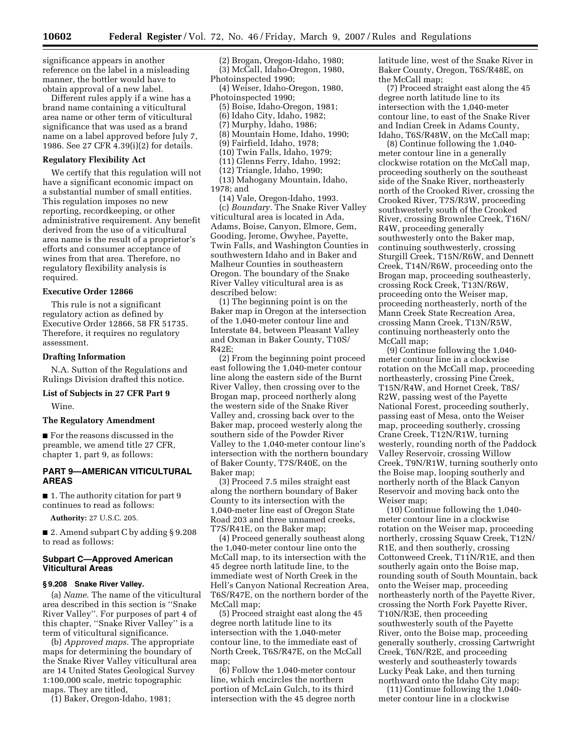significance appears in another reference on the label in a misleading manner, the bottler would have to obtain approval of a new label.

Different rules apply if a wine has a brand name containing a viticultural area name or other term of viticultural significance that was used as a brand name on a label approved before July 7, 1986. See 27 CFR 4.39(i)(2) for details.

### Regulatory Flexibility Act

We certify that this regulation will not have a significant economic impact on a substantial number of small entities. This regulation imposes no new reporting, recordkeeping, or other administrative requirement. Any benefit derived from the use of a viticultural area name is the result of a proprietor's efforts and consumer acceptance of wines from that area. Therefore, no regulatory flexibility analysis is required.

### Executive Order 12866

This rule is not a significant regulatory action as defined by Executive Order 12866, 58 FR 51735. Therefore, it requires no regulatory assessment.

### Drafting Information

N.A. Sutton of the Regulations and Rulings Division drafted this notice.

### List of Subjects in 27 CFR Part 9

Wine.

### The Regulatory Amendment

■ For the reasons discussed in the preamble, we amend title 27 CFR, chapter 1, part 9, as follows:

## PART 9—AMERICAN VITICULTURAL AREAS

■ 1. The authority citation for part 9 continues to read as follows:

**Authority:** 27 U.S.C. 205.

■ 2. Amend subpart C by adding § 9.208 to read as follows:

## Subpart C—Approved American Viticultural Areas

### § 9.208 Snake River Valley.

(a) *Name.* The name of the viticultural area described in this section is ''Snake River Valley''. For purposes of part 4 of this chapter, ''Snake River Valley'' is a term of viticultural significance.

(b) *Approved maps.* The appropriate maps for determining the boundary of the Snake River Valley viticultural area are 14 United States Geological Survey 1:100,000 scale, metric topographic maps. They are titled,

(1) Baker, Oregon-Idaho, 1981;

(2) Brogan, Oregon-Idaho, 1980;

(3) McCall, Idaho-Oregon, 1980, Photoinspected 1990;

(4) Weiser, Idaho-Oregon, 1980, Photoinspected 1990;

(5) Boise, Idaho-Oregon, 1981;

(6) Idaho City, Idaho, 1982;

(7) Murphy, Idaho, 1986;

(8) Mountain Home, Idaho, 1990;

(9) Fairfield, Idaho, 1978;

(10) Twin Falls, Idaho, 1979;

(11) Glenns Ferry, Idaho, 1992;

(12) Triangle, Idaho, 1990;

(13) Mahogany Mountain, Idaho, 1978; and

(14) Vale, Oregon-Idaho, 1993.

(c) *Boundary.* The Snake River Valley viticultural area is located in Ada, Adams, Boise, Canyon, Elmore, Gem, Gooding, Jerome, Owyhee, Payette, Twin Falls, and Washington Counties in southwestern Idaho and in Baker and Malheur Counties in southeastern Oregon. The boundary of the Snake River Valley viticultural area is as described below:

(1) The beginning point is on the Baker map in Oregon at the intersection of the 1,040-meter contour line and Interstate 84, between Pleasant Valley and Oxman in Baker County, T10S/R42E;

(2) From the beginning point proceed east following the 1,040-meter contour line along the eastern side of the Burnt River Valley, then crossing over to the Brogan map, proceed northerly along the western side of the Snake River Valley and, crossing back over to the Baker map, proceed westerly along the southern side of the Powder River Valley to the 1,040-meter contour line's intersection with the northern boundary of Baker County, T7S/R40E, on the Baker map;

(3) Proceed 7.5 miles straight east along the northern boundary of Baker County to its intersection with the 1,040-meter line east of Oregon State Road 203 and three unnamed creeks, T7S/R41E, on the Baker map;

(4) Proceed generally southeast along the 1,040-meter contour line onto the McCall map, to its intersection with the 45 degree north latitude line, to the immediate west of North Creek in the Hell's Canyon National Recreation Area, T6S/R47E, on the northern border of the McCall map;

(5) Proceed straight east along the 45 degree north latitude line to its intersection with the 1,040-meter contour line, to the immediate east of North Creek, T6S/R47E, on the McCall map;

(6) Follow the 1,040-meter contour line, which encircles the northern portion of McLain Gulch, to its third intersection with the 45 degree north latitude line, west of the Snake River in Baker County, Oregon, T6S/R48E, on the McCall map;

(7) Proceed straight east along the 45 degree north latitude line to its intersection with the 1,040-meter contour line, to east of the Snake River and Indian Creek in Adams County, Idaho, T6S/R48W, on the McCall map;

(8) Continue following the 1,040-meter contour line in a generally clockwise rotation on the McCall map, proceeding southerly on the southeast side of the Snake River, northeasterly north of the Crooked River, crossing the Crooked River, T7S/R3W, proceeding southwesterly south of the Crooked River, crossing Brownlee Creek, T16N/R4W, proceeding generally southwesterly onto the Baker map, continuing southwesterly, crossing Sturgill Creek, T15N/R6W, and Dennett Creek, T14N/R6W, proceeding onto the Brogan map, proceeding southeasterly, crossing Rock Creek, T13N/R6W, proceeding onto the Weiser map, proceeding northeasterly, north of the Mann Creek State Recreation Area, crossing Mann Creek, T13N/R5W, continuing northeasterly onto the McCall map;

(9) Continue following the 1,040-meter contour line in a clockwise rotation on the McCall map, proceeding northeasterly, crossing Pine Creek, T15N/R4W, and Hornet Creek, T8S/R2W, passing west of the Payette National Forest, proceeding southerly, passing east of Mesa, onto the Weiser map, proceeding southerly, crossing Crane Creek, T12N/R1W, turning westerly, rounding north of the Paddock Valley Reservoir, crossing Willow Creek, T9N/R1W, turning southerly onto the Boise map, looping southerly and northerly north of the Black Canyon Reservoir and moving back onto the Weiser map;

(10) Continue following the 1,040-meter contour line in a clockwise rotation on the Weiser map, proceeding northerly, crossing Squaw Creek, T12N/R1E, and then southerly, crossing Cottonweed Creek, T11N/R1E, and then southerly again onto the Boise map, rounding south of South Mountain, back onto the Weiser map, proceeding northeasterly north of the Payette River, crossing the North Fork Payette River, T10N/R3E, then proceeding southwesterly south of the Payette River, onto the Boise map, proceeding generally southerly, crossing Cartwright Creek, T6N/R2E, and proceeding westerly and southeasterly towards Lucky Peak Lake, and then turning northward onto the Idaho City map;

(11) Continue following the 1,040-meter contour line in a clockwise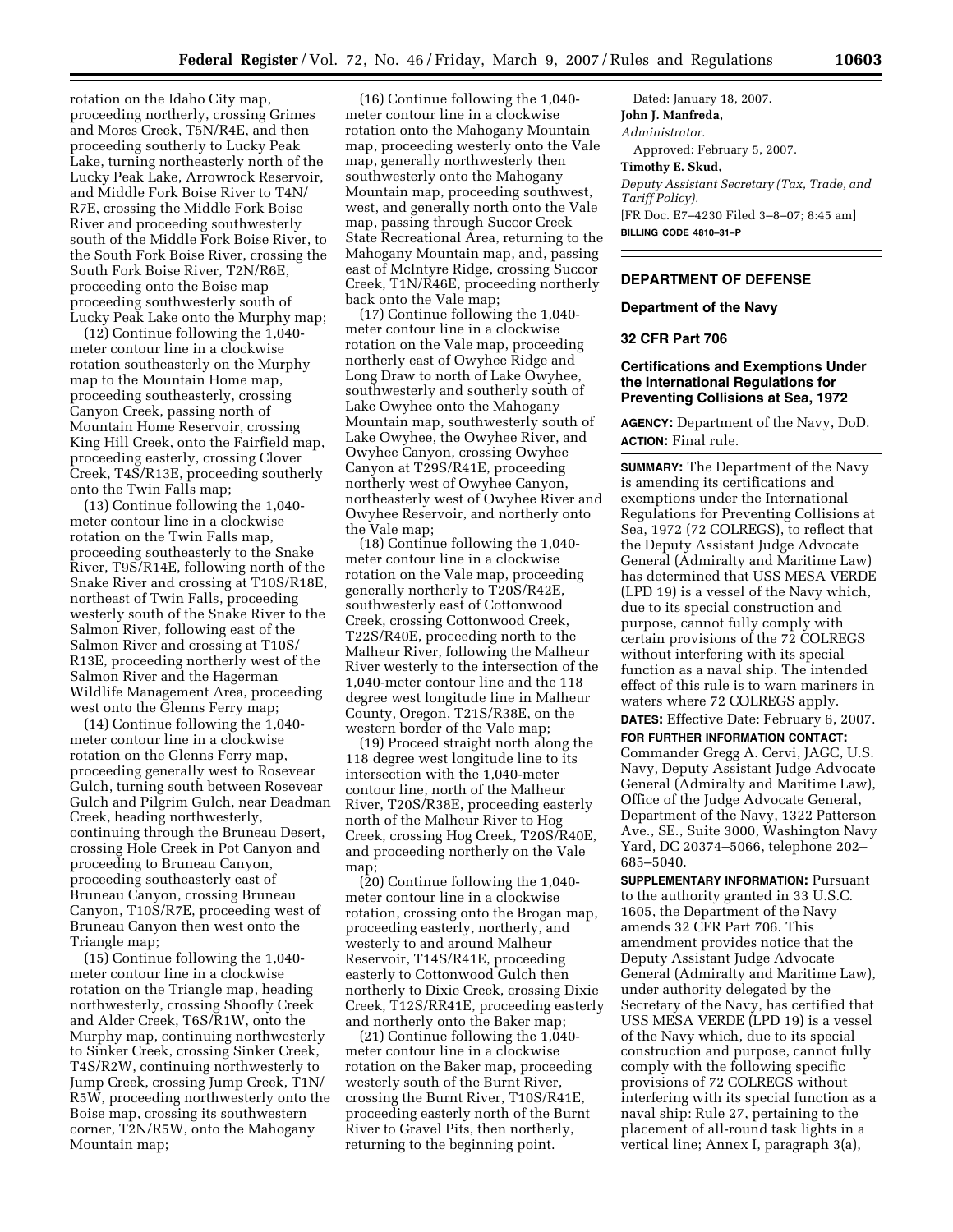rotation on the Idaho City map, proceeding northerly, crossing Grimes and Mores Creek, T5N/R4E, and then proceeding southerly to Lucky Peak Lake, turning northeasterly north of the Lucky Peak Lake, Arrowrock Reservoir, and Middle Fork Boise River to T4N/R7E, crossing the Middle Fork Boise River and proceeding southwesterly south of the Middle Fork Boise River, to the South Fork Boise River, crossing the South Fork Boise River, T2N/R6E, proceeding onto the Boise map proceeding southwesterly south of Lucky Peak Lake onto the Murphy map;

(12) Continue following the 1,040-meter contour line in a clockwise rotation southeasterly on the Murphy map to the Mountain Home map, proceeding southeasterly, crossing Canyon Creek, passing north of Mountain Home Reservoir, crossing King Hill Creek, onto the Fairfield map, proceeding easterly, crossing Clover Creek, T4S/R13E, proceeding southerly onto the Twin Falls map;

(13) Continue following the 1,040-meter contour line in a clockwise rotation on the Twin Falls map, proceeding southeasterly to the Snake River, T9S/R14E, following north of the Snake River and crossing at T10S/R18E, northeast of Twin Falls, proceeding westerly south of the Snake River to the Salmon River, following east of the Salmon River and crossing at T10S/R13E, proceeding northerly west of the Salmon River and the Hagerman Wildlife Management Area, proceeding west onto the Glenns Ferry map;

(14) Continue following the 1,040-meter contour line in a clockwise rotation on the Glenns Ferry map, proceeding generally west to Rosevear Gulch, turning south between Rosevear Gulch and Pilgrim Gulch, near Deadman Creek, heading northwesterly, continuing through the Bruneau Desert, crossing Hole Creek in Pot Canyon and proceeding to Bruneau Canyon, proceeding southeasterly east of Bruneau Canyon, crossing Bruneau Canyon, T10S/R7E, proceeding west of Bruneau Canyon then west onto the Triangle map;

(15) Continue following the 1,040-meter contour line in a clockwise rotation on the Triangle map, heading northwesterly, crossing Shoofly Creek and Alder Creek, T6S/R1W, onto the Murphy map, continuing northwesterly to Sinker Creek, crossing Sinker Creek, T4S/R2W, continuing northwesterly to Jump Creek, crossing Jump Creek, T1N/R5W, proceeding northwesterly onto the Boise map, crossing its southwestern corner, T2N/R5W, onto the Mahogany Mountain map;

(16) Continue following the 1,040-meter contour line in a clockwise rotation onto the Mahogany Mountain map, proceeding westerly onto the Vale map, generally northwesterly then southwesterly onto the Mahogany Mountain map, proceeding southwest, west, and generally north onto the Vale map, passing through Succor Creek State Recreational Area, returning to the Mahogany Mountain map, and, passing east of McIntyre Ridge, crossing Succor Creek, T1N/R46E, proceeding northerly back onto the Vale map;

(17) Continue following the 1,040-meter contour line in a clockwise rotation on the Vale map, proceeding northerly east of Owyhee Ridge and Long Draw to north of Lake Owyhee, southwesterly and southerly south of Lake Owyhee onto the Mahogany Mountain map, southwesterly south of Lake Owyhee, the Owyhee River, and Owyhee Canyon, crossing Owyhee Canyon at T29S/R41E, proceeding northerly west of Owyhee Canyon, northeasterly west of Owyhee River and Owyhee Reservoir, and northerly onto the Vale map;

(18) Continue following the 1,040-meter contour line in a clockwise rotation on the Vale map, proceeding generally northerly to T20S/R42E, southwesterly east of Cottonwood Creek, crossing Cottonwood Creek, T22S/R40E, proceeding north to the Malheur River, following the Malheur River westerly to the intersection of the 1,040-meter contour line and the 118 degree west longitude line in Malheur County, Oregon, T21S/R38E, on the western border of the Vale map;

(19) Proceed straight north along the 118 degree west longitude line to its intersection with the 1,040-meter contour line, north of the Malheur River, T20S/R38E, proceeding easterly north of the Malheur River to Hog Creek, crossing Hog Creek, T20S/R40E, and proceeding northerly on the Vale map;

(20) Continue following the 1,040-meter contour line in a clockwise rotation, crossing onto the Brogan map, proceeding easterly, northerly, and westerly to and around Malheur Reservoir, T14S/R41E, proceeding easterly to Cottonwood Gulch then northerly to Dixie Creek, crossing Dixie Creek, T12S/RR41E, proceeding easterly and northerly onto the Baker map;

(21) Continue following the 1,040-meter contour line in a clockwise rotation on the Baker map, proceeding westerly south of the Burnt River, crossing the Burnt River, T10S/R41E, proceeding easterly north of the Burnt River to Gravel Pits, then northerly, returning to the beginning point.

Dated: January 18, 2007.

**John J. Manfreda,**

*Administrator.*

Approved: February 5, 2007.

**Timothy E. Skud,**

*Deputy Assistant Secretary (Tax, Trade, and Tariff Policy).*

[FR Doc. E7–4230 Filed 3–8–07; 8:45 am]

**BILLING CODE 4810–31–P**

---

## DEPARTMENT OF DEFENSE

### Department of the Navy

### 32 CFR Part 706

### Certifications and Exemptions Under the International Regulations for Preventing Collisions at Sea, 1972

**AGENCY:** Department of the Navy, DoD.

**ACTION:** Final rule.

**SUMMARY:** The Department of the Navy is amending its certifications and exemptions under the International Regulations for Preventing Collisions at Sea, 1972 (72 COLREGS), to reflect that the Deputy Assistant Judge Advocate General (Admiralty and Maritime Law) has determined that USS MESA VERDE (LPD 19) is a vessel of the Navy which, due to its special construction and purpose, cannot fully comply with certain provisions of the 72 COLREGS without interfering with its special function as a naval ship. The intended effect of this rule is to warn mariners in waters where 72 COLREGS apply.

**DATES:** Effective Date: February 6, 2007.

**FOR FURTHER INFORMATION CONTACT:** Commander Gregg A. Cervi, JAGC, U.S. Navy, Deputy Assistant Judge Advocate General (Admiralty and Maritime Law), Office of the Judge Advocate General, Department of the Navy, 1322 Patterson Ave., SE., Suite 3000, Washington Navy Yard, DC 20374–5066, telephone 202–685–5040.

**SUPPLEMENTARY INFORMATION:** Pursuant to the authority granted in 33 U.S.C. 1605, the Department of the Navy amends 32 CFR Part 706. This amendment provides notice that the Deputy Assistant Judge Advocate General (Admiralty and Maritime Law), under authority delegated by the Secretary of the Navy, has certified that USS MESA VERDE (LPD 19) is a vessel of the Navy which, due to its special construction and purpose, cannot fully comply with the following specific provisions of 72 COLREGS without interfering with its special function as a naval ship: Rule 27, pertaining to the placement of all-round task lights in a vertical line; Annex I, paragraph 3(a),